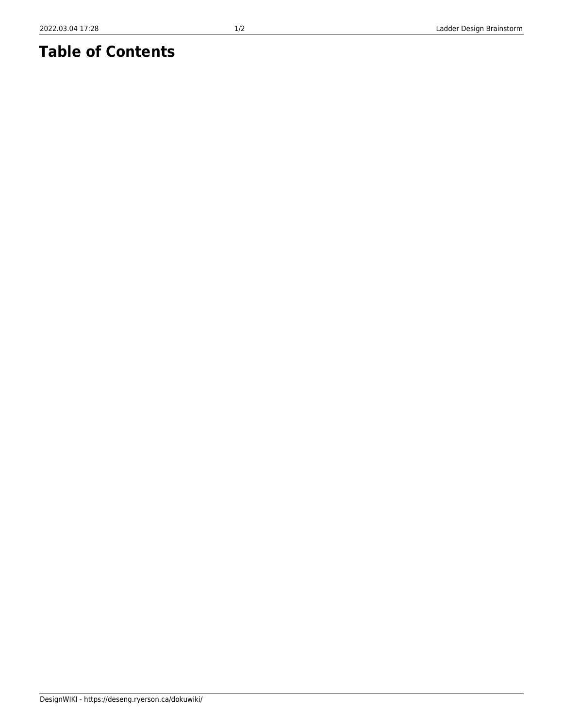# Table of Contents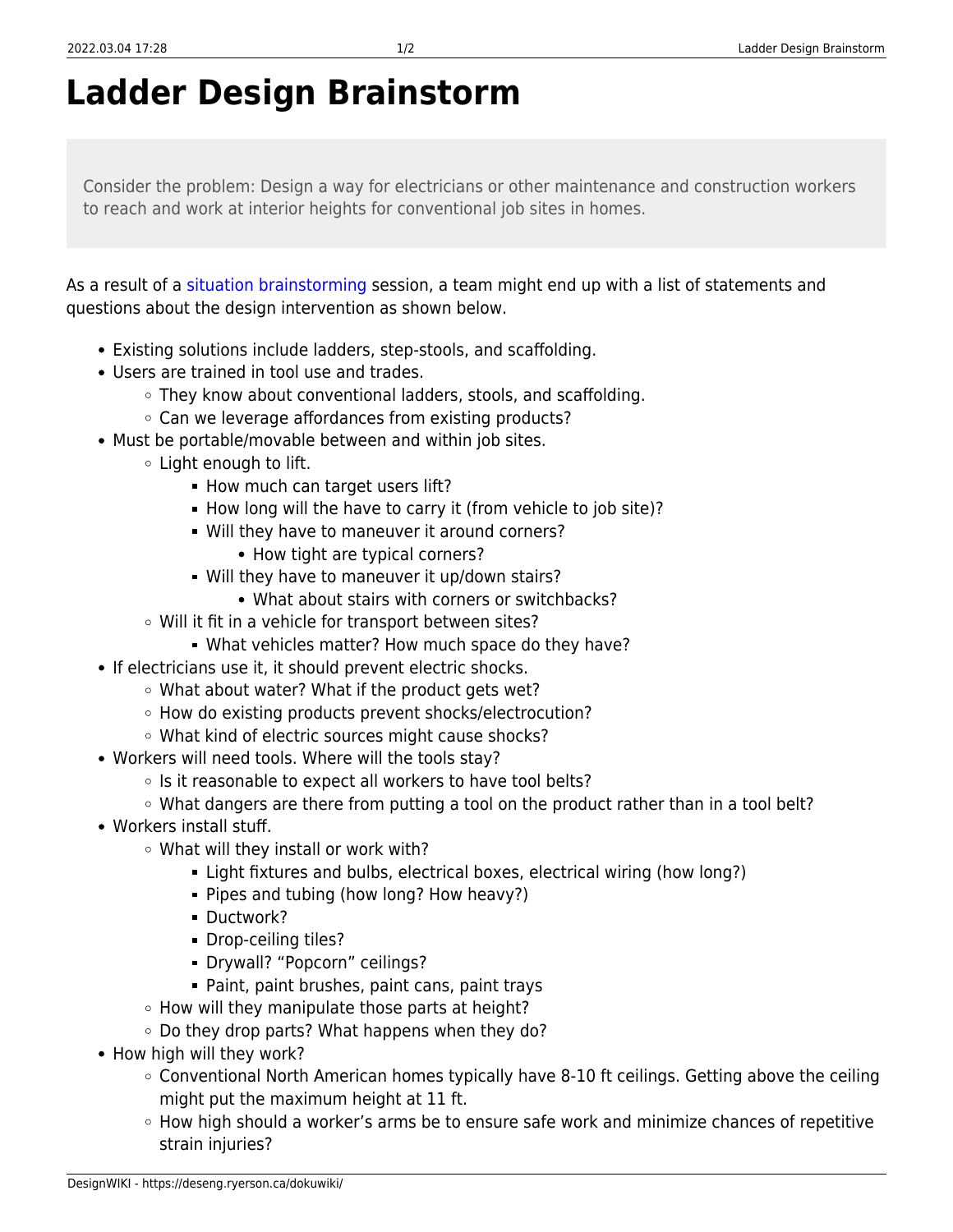# Ladder Design Brainstorm

> Consider the problem: Design a way for electricians or other maintenance and construction workers to reach and work at interior heights for conventional job sites in homes.

As a result of a situation brainstorming session, a team might end up with a list of statements and questions about the design intervention as shown below.

- Existing solutions include ladders, step-stools, and scaffolding.
- Users are trained in tool use and trades.
  - They know about conventional ladders, stools, and scaffolding.
  - Can we leverage affordances from existing products?
- Must be portable/movable between and within job sites.
  - Light enough to lift.
    - How much can target users lift?
    - How long will the have to carry it (from vehicle to job site)?
    - Will they have to maneuver it around corners?
      - How tight are typical corners?
    - Will they have to maneuver it up/down stairs?
      - What about stairs with corners or switchbacks?
  - Will it fit in a vehicle for transport between sites?
    - What vehicles matter? How much space do they have?
- If electricians use it, it should prevent electric shocks.
  - What about water? What if the product gets wet?
  - How do existing products prevent shocks/electrocution?
  - What kind of electric sources might cause shocks?
- Workers will need tools. Where will the tools stay?
  - Is it reasonable to expect all workers to have tool belts?
  - What dangers are there from putting a tool on the product rather than in a tool belt?
- Workers install stuff.
  - What will they install or work with?
    - Light fixtures and bulbs, electrical boxes, electrical wiring (how long?)
    - Pipes and tubing (how long? How heavy?)
    - Ductwork?
    - Drop-ceiling tiles?
    - Drywall? "Popcorn" ceilings?
    - Paint, paint brushes, paint cans, paint trays
  - How will they manipulate those parts at height?
  - Do they drop parts? What happens when they do?
- How high will they work?
  - Conventional North American homes typically have 8-10 ft ceilings. Getting above the ceiling might put the maximum height at 11 ft.
  - How high should a worker's arms be to ensure safe work and minimize chances of repetitive strain injuries?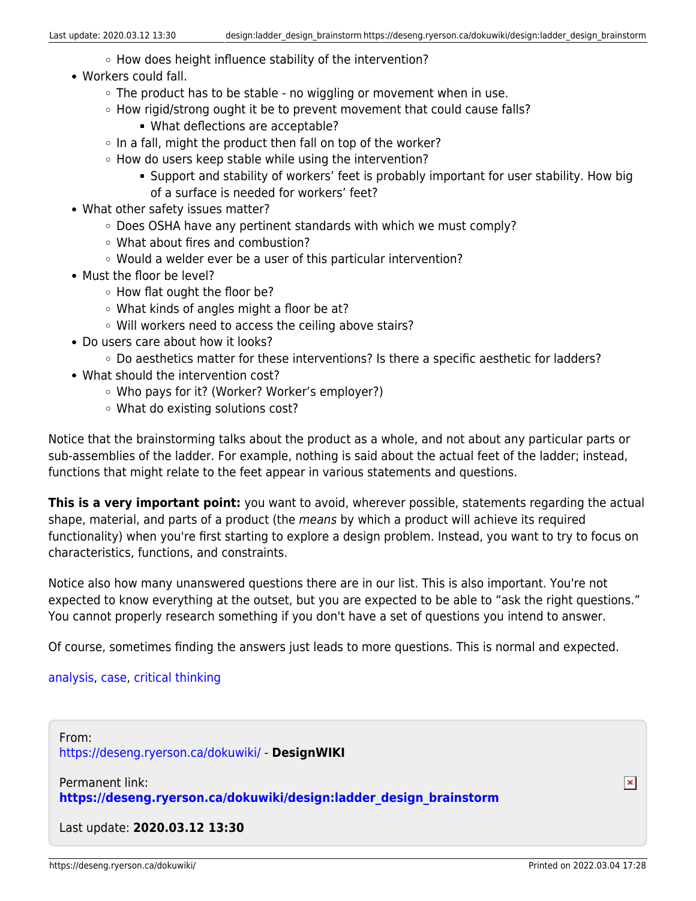- How does height influence stability of the intervention?
- Workers could fall.
    - The product has to be stable - no wiggling or movement when in use.
    - How rigid/strong ought it be to prevent movement that could cause falls?
        - What deflections are acceptable?
    - In a fall, might the product then fall on top of the worker?
    - How do users keep stable while using the intervention?
        - Support and stability of workers' feet is probably important for user stability. How big of a surface is needed for workers' feet?
- What other safety issues matter?
    - Does OSHA have any pertinent standards with which we must comply?
    - What about fires and combustion?
    - Would a welder ever be a user of this particular intervention?
- Must the floor be level?
    - How flat ought the floor be?
    - What kinds of angles might a floor be at?
    - Will workers need to access the ceiling above stairs?
- Do users care about how it looks?
    - Do aesthetics matter for these interventions? Is there a specific aesthetic for ladders?
- What should the intervention cost?
    - Who pays for it? (Worker? Worker's employer?)
    - What do existing solutions cost?

Notice that the brainstorming talks about the product as a whole, and not about any particular parts or sub-assemblies of the ladder. For example, nothing is said about the actual feet of the ladder; instead, functions that might relate to the feet appear in various statements and questions.

**This is a very important point:** you want to avoid, wherever possible, statements regarding the actual shape, material, and parts of a product (the *means* by which a product will achieve its required functionality) when you're first starting to explore a design problem. Instead, you want to try to focus on characteristics, functions, and constraints.

Notice also how many unanswered questions there are in our list. This is also important. You're not expected to know everything at the outset, but you are expected to be able to "ask the right questions." You cannot properly research something if you don't have a set of questions you intend to answer.

Of course, sometimes finding the answers just leads to more questions. This is normal and expected.

analysis, case, critical thinking

From:
https://deseng.ryerson.ca/dokuwiki/ - **DesignWIKI**

Permanent link:
**https://deseng.ryerson.ca/dokuwiki/design:ladder_design_brainstorm**

Last update: **2020.03.12 13:30**